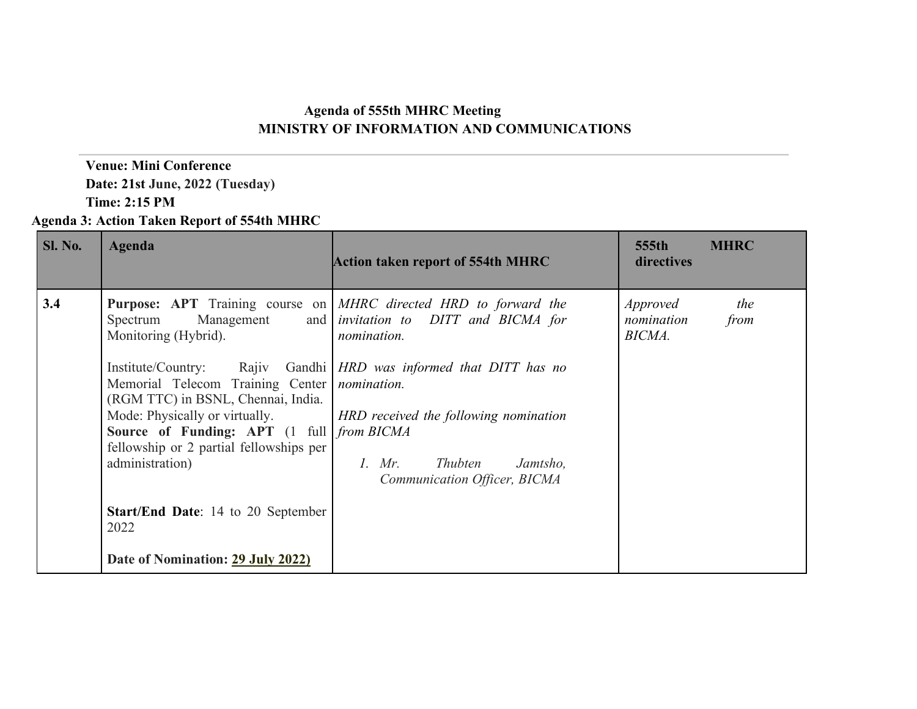**Agenda of 555th MHRC Meeting**
**MINISTRY OF INFORMATION AND COMMUNICATIONS**

---

**Venue: Mini Conference**
**Date: 21st June, 2022 (Tuesday)**
**Time: 2:15 PM**

**Agenda 3: Action Taken Report of 554th MHRC**

| Sl. No. | Agenda | Action taken report of 554th MHRC | 555th MHRC directives |
|---|---|---|---|
| **3.4** | **Purpose: APT** Training course on Spectrum Management and Monitoring (Hybrid).<br><br>Institute/Country: Rajiv Gandhi Memorial Telecom Training Center (RGM TTC) in BSNL, Chennai, India.<br>Mode: Physically or virtually.<br>**Source of Funding: APT** (1 full fellowship or 2 partial fellowships per administration)<br><br>**Start/End Date**: 14 to 20 September 2022<br><br>**Date of Nomination: 29 July 2022)** | *MHRC directed HRD to forward the invitation to DITT and BICMA for nomination.*<br><br>*HRD was informed that DITT has no nomination.*<br><br>*HRD received the following nomination from BICMA*<br><br>*1. Mr. Thubten Jamtsho, Communication Officer, BICMA* | *Approved the nomination from BICMA.* |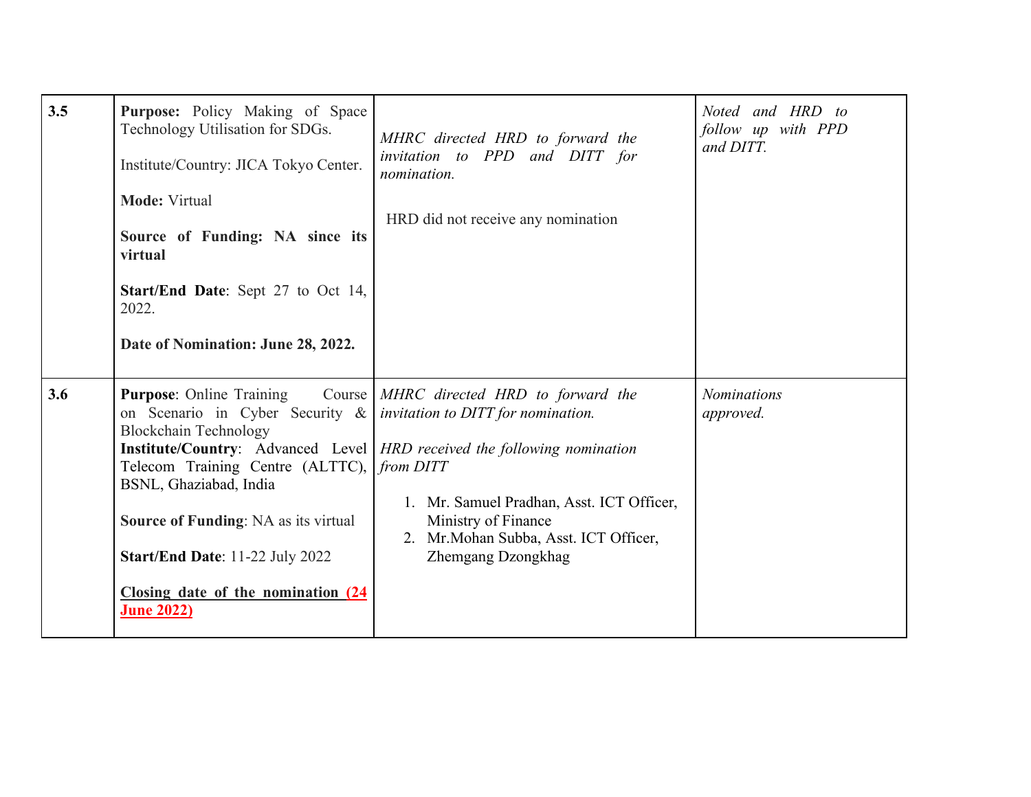| | | | |
|---|---|---|---|
| 3.5 | **Purpose:** Policy Making of Space Technology Utilisation for SDGs.<br><br>Institute/Country: JICA Tokyo Center.<br><br>**Mode:** Virtual<br><br>**Source of Funding: NA since its virtual**<br><br>**Start/End Date**: Sept 27 to Oct 14, 2022.<br><br>**Date of Nomination: June 28, 2022.** | *MHRC directed HRD to forward the invitation to PPD and DITT for nomination.*<br><br>HRD did not receive any nomination | *Noted and HRD to follow up with PPD and DITT.* |
| 3.6 | **Purpose**: Online Training Course on Scenario in Cyber Security & Blockchain Technology<br>**Institute/Country**: Advanced Level Telecom Training Centre (ALTTC), BSNL, Ghaziabad, India<br><br>**Source of Funding**: NA as its virtual<br><br>**Start/End Date**: 11-22 July 2022<br><br>**Closing date of the nomination (24 June 2022)** | *MHRC directed HRD to forward the invitation to DITT for nomination.*<br><br>*HRD received the following nomination from DITT*<br><br>1. Mr. Samuel Pradhan, Asst. ICT Officer, Ministry of Finance<br>2. Mr.Mohan Subba, Asst. ICT Officer, Zhemgang Dzongkhag | *Nominations approved.* |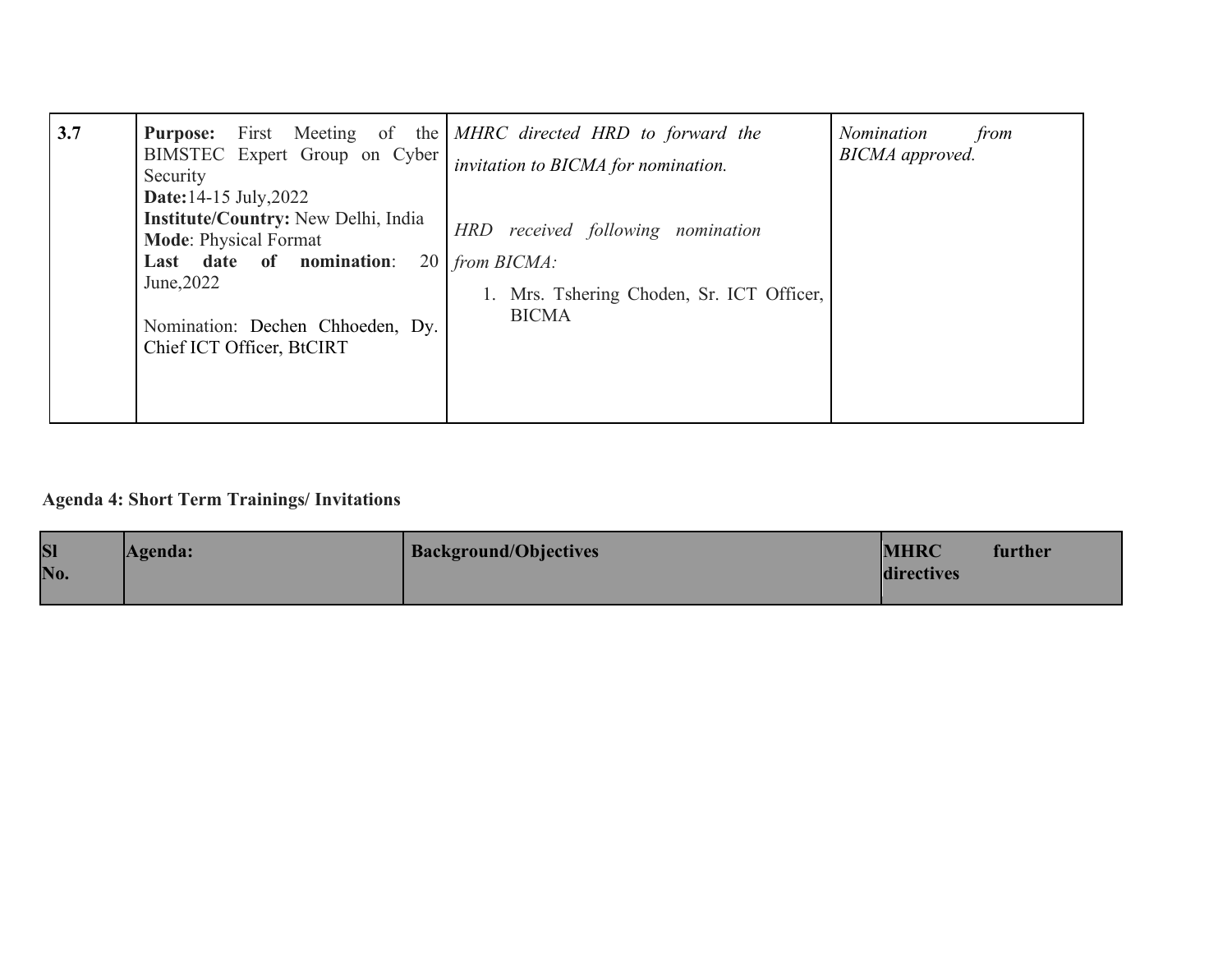| 3.7 | **Purpose:** First Meeting of the BIMSTEC Expert Group on Cyber Security<br>**Date:**14-15 July,2022<br>**Institute/Country:** New Delhi, India<br>**Mode**: Physical Format<br>**Last date of nomination**: 20 June,2022<br><br>Nomination: Dechen Chhoeden, Dy. Chief ICT Officer, BtCIRT | *MHRC directed HRD to forward the invitation to BICMA for nomination.*<br><br>*HRD received following nomination from BICMA:*<br>1. Mrs. Tshering Choden, Sr. ICT Officer, BICMA | *Nomination from BICMA approved.* |
|---|---|---|---|

**Agenda 4: Short Term Trainings/ Invitations**

| Sl No. | Agenda: | Background/Objectives | MHRC further directives |
|---|---|---|---|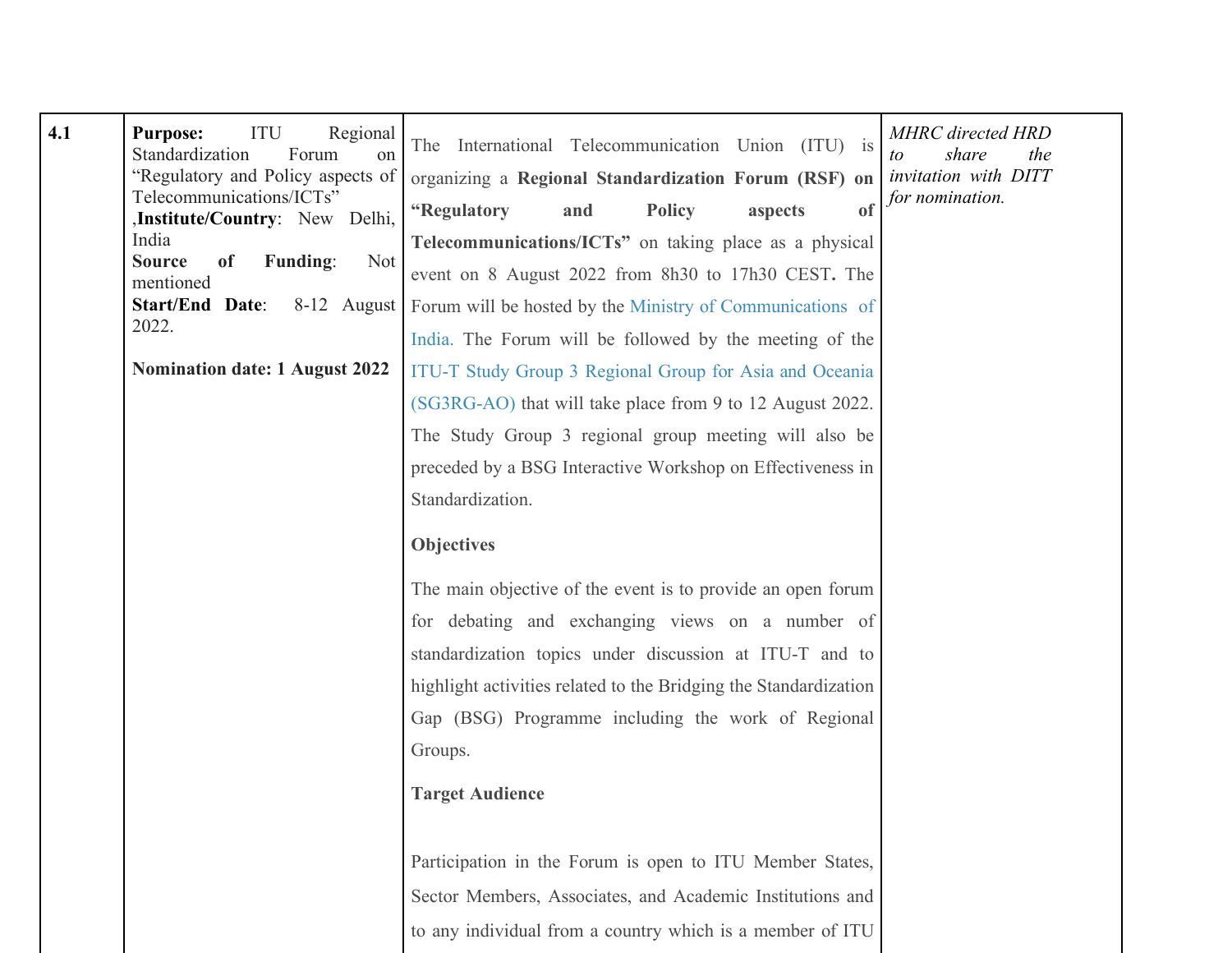| 4.1 | **Purpose:** ITU Regional Standardization Forum on "Regulatory and Policy aspects of Telecommunications/ICTs" ,**Institute/Country**: New Delhi, India<br>**Source of Funding**: Not mentioned<br>**Start/End Date**: 8-12 August 2022.<br><br>**Nomination date: 1 August 2022** | The International Telecommunication Union (ITU) is organizing a **Regional Standardization Forum (RSF) on "Regulatory and Policy aspects of Telecommunications/ICTs"** on taking place as a physical event on 8 August 2022 from 8h30 to 17h30 CEST**.** The Forum will be hosted by the Ministry of Communications of India. The Forum will be followed by the meeting of the ITU-T Study Group 3 Regional Group for Asia and Oceania (SG3RG-AO) that will take place from 9 to 12 August 2022. The Study Group 3 regional group meeting will also be preceded by a BSG Interactive Workshop on Effectiveness in Standardization.<br><br>**Objectives**<br><br>The main objective of the event is to provide an open forum for debating and exchanging views on a number of standardization topics under discussion at ITU-T and to highlight activities related to the Bridging the Standardization Gap (BSG) Programme including the work of Regional Groups.<br><br>**Target Audience**<br><br>Participation in the Forum is open to ITU Member States, Sector Members, Associates, and Academic Institutions and to any individual from a country which is a member of ITU | *MHRC directed HRD to share the invitation with DITT for nomination.* |
|---|---|---|---|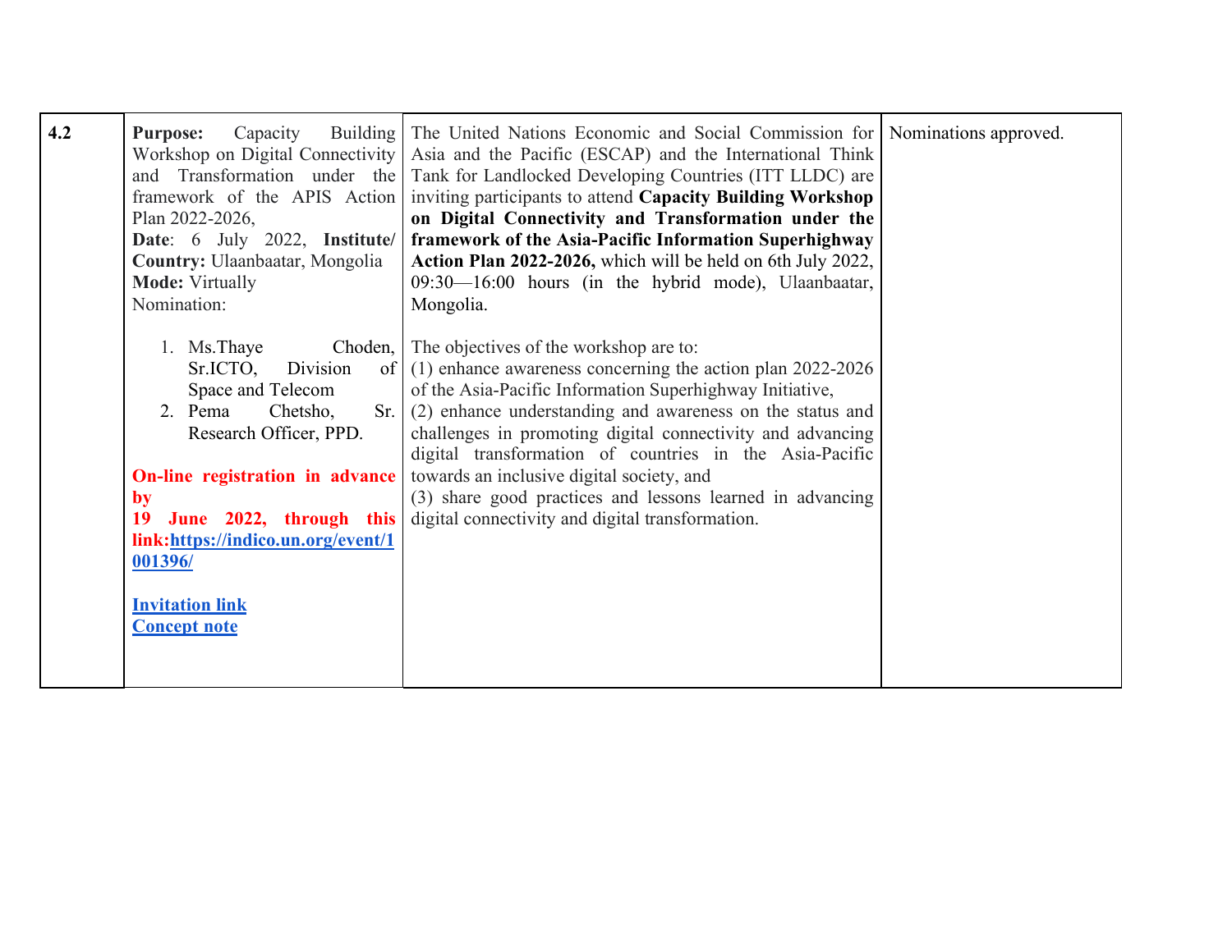| | | | |
|---|---|---|---|
| **4.2** | **Purpose:** Capacity Building Workshop on Digital Connectivity and Transformation under the framework of the APIS Action Plan 2022-2026,<br>**Date**: 6 July 2022, **Institute/ Country:** Ulaanbaatar, Mongolia<br>**Mode:** Virtually<br>Nomination:<br><br>1. Ms.Thaye Choden, Sr.ICTO, Division of Space and Telecom<br>2. Pema Chetsho, Sr. Research Officer, PPD.<br><br>**On-line registration in advance by 19 June 2022, through this link:[https://indico.un.org/event/1001396/](https://indico.un.org/event/1001396/)**<br><br>**Invitation link**<br>**Concept note** | The United Nations Economic and Social Commission for Asia and the Pacific (ESCAP) and the International Think Tank for Landlocked Developing Countries (ITT LLDC) are inviting participants to attend **Capacity Building Workshop on Digital Connectivity and Transformation under the framework of the Asia-Pacific Information Superhighway Action Plan 2022-2026,** which will be held on 6th July 2022, 09:30—16:00 hours (in the hybrid mode), Ulaanbaatar, Mongolia.<br><br>The objectives of the workshop are to:<br>(1) enhance awareness concerning the action plan 2022-2026 of the Asia-Pacific Information Superhighway Initiative,<br>(2) enhance understanding and awareness on the status and challenges in promoting digital connectivity and advancing digital transformation of countries in the Asia-Pacific towards an inclusive digital society, and<br>(3) share good practices and lessons learned in advancing digital connectivity and digital transformation. | Nominations approved. |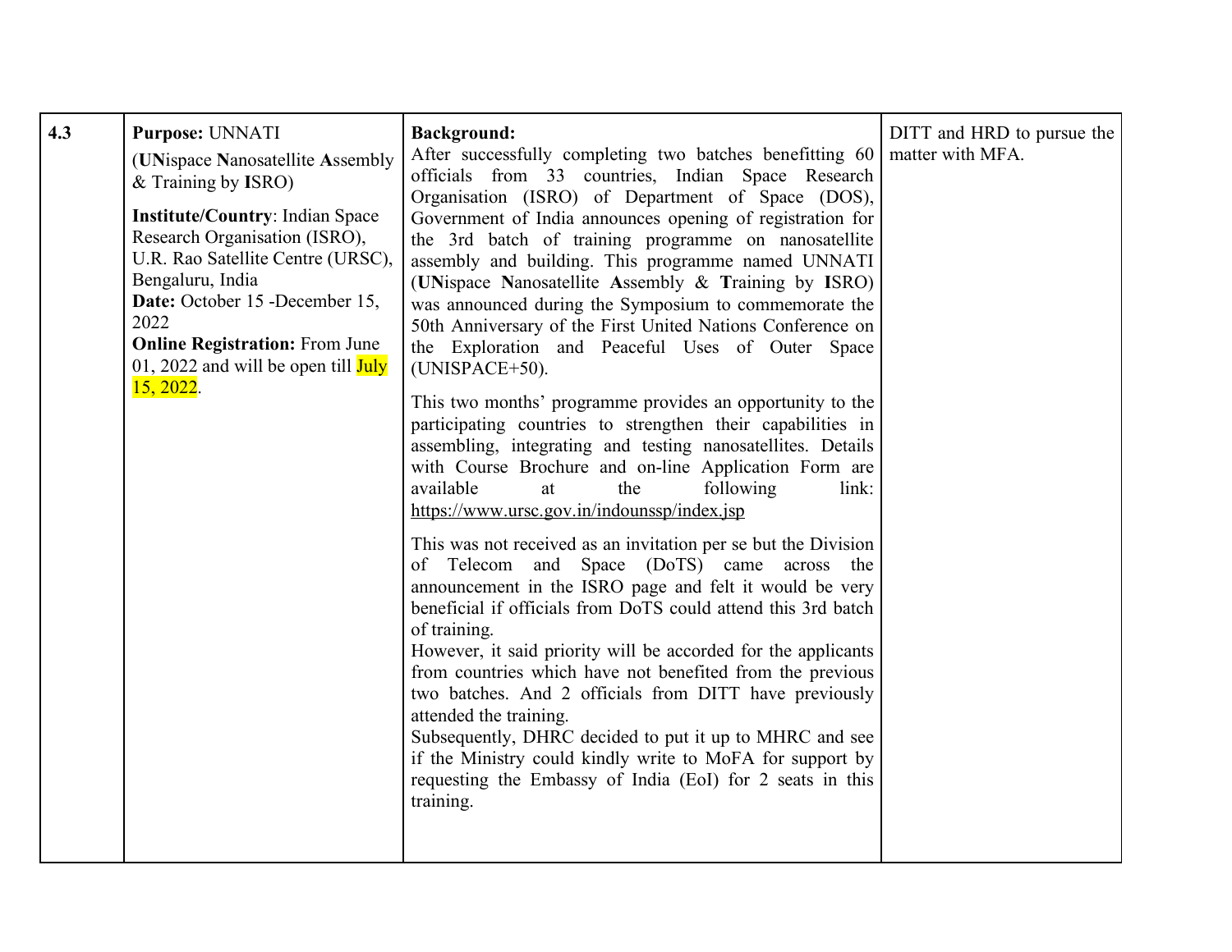| 4.3 | **Purpose:** UNNATI<br><br>(**UN**ispace **N**anosatellite **A**ssembly & Training by **I**SRO)<br><br>**Institute/Country**: Indian Space Research Organisation (ISRO), U.R. Rao Satellite Centre (URSC), Bengaluru, India<br>**Date:** October 15 -December 15, 2022<br>**Online Registration:** From June 01, 2022 and will be open till July 15, 2022. | **Background:**<br>After successfully completing two batches benefitting 60 officials from 33 countries, Indian Space Research Organisation (ISRO) of Department of Space (DOS), Government of India announces opening of registration for the 3rd batch of training programme on nanosatellite assembly and building. This programme named UNNATI (**UN**ispace **N**anosatellite **A**ssembly & **T**raining by **I**SRO) was announced during the Symposium to commemorate the 50th Anniversary of the First United Nations Conference on the Exploration and Peaceful Uses of Outer Space (UNISPACE+50).<br><br>This two months' programme provides an opportunity to the participating countries to strengthen their capabilities in assembling, integrating and testing nanosatellites. Details with Course Brochure and on-line Application Form are available at the following link: https://www.ursc.gov.in/indounssp/index.jsp<br><br>This was not received as an invitation per se but the Division of Telecom and Space (DoTS) came across the announcement in the ISRO page and felt it would be very beneficial if officials from DoTS could attend this 3rd batch of training.<br>However, it said priority will be accorded for the applicants from countries which have not benefited from the previous two batches. And 2 officials from DITT have previously attended the training.<br>Subsequently, DHRC decided to put it up to MHRC and see if the Ministry could kindly write to MoFA for support by requesting the Embassy of India (EoI) for 2 seats in this training. | DITT and HRD to pursue the matter with MFA. |
|---|---|---|---|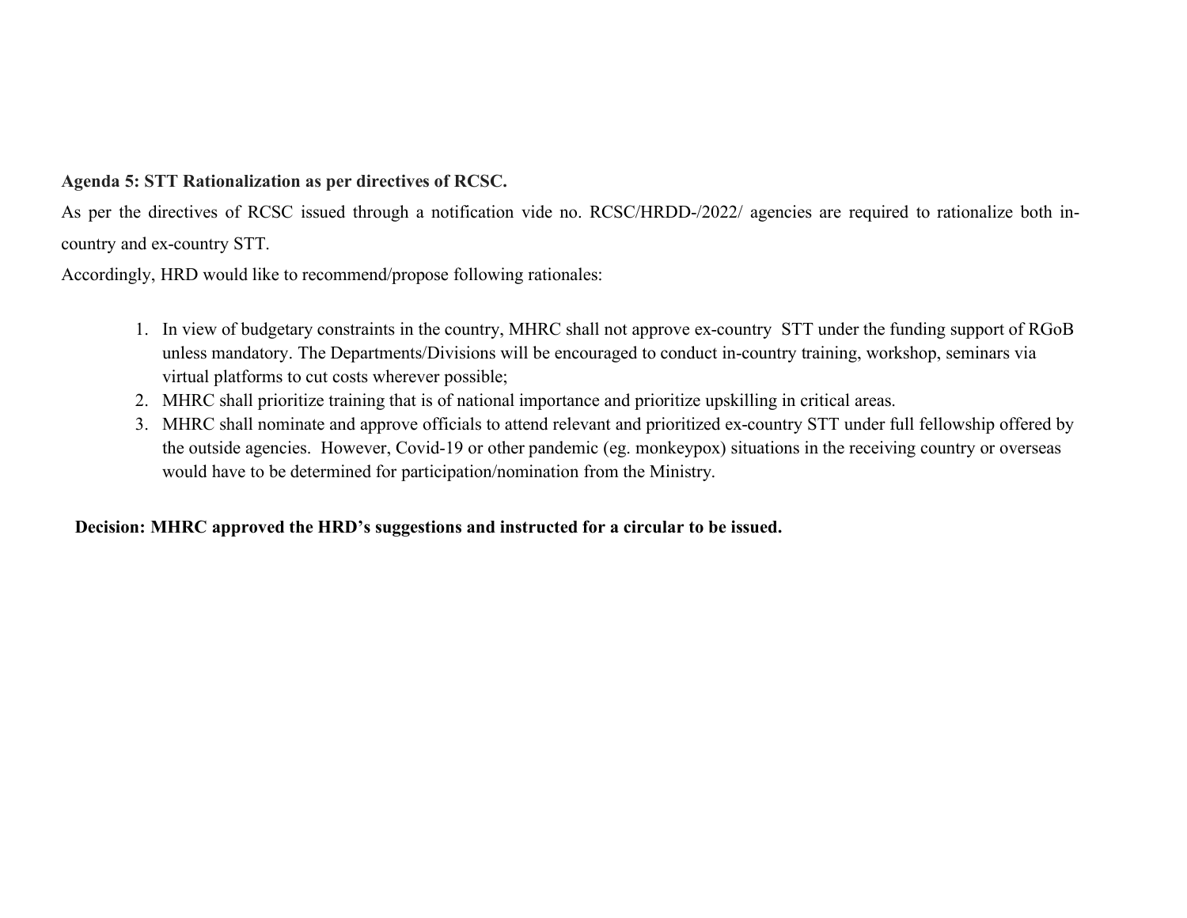**Agenda 5: STT Rationalization as per directives of RCSC.**

As per the directives of RCSC issued through a notification vide no. RCSC/HRDD-/2022/ agencies are required to rationalize both in-country and ex-country STT.

Accordingly, HRD would like to recommend/propose following rationales:

1. In view of budgetary constraints in the country, MHRC shall not approve ex-country STT under the funding support of RGoB unless mandatory. The Departments/Divisions will be encouraged to conduct in-country training, workshop, seminars via virtual platforms to cut costs wherever possible;
2. MHRC shall prioritize training that is of national importance and prioritize upskilling in critical areas.
3. MHRC shall nominate and approve officials to attend relevant and prioritized ex-country STT under full fellowship offered by the outside agencies. However, Covid-19 or other pandemic (eg. monkeypox) situations in the receiving country or overseas would have to be determined for participation/nomination from the Ministry.

**Decision: MHRC approved the HRD's suggestions and instructed for a circular to be issued.**